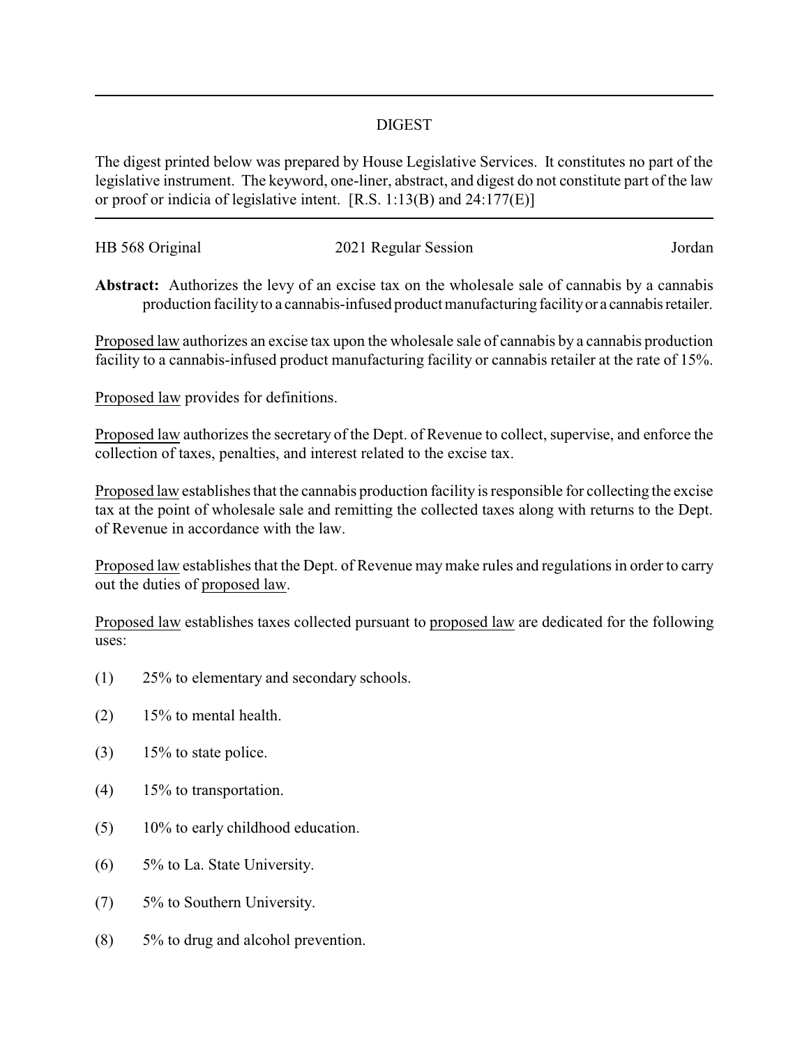## DIGEST

The digest printed below was prepared by House Legislative Services. It constitutes no part of the legislative instrument. The keyword, one-liner, abstract, and digest do not constitute part of the law or proof or indicia of legislative intent. [R.S. 1:13(B) and 24:177(E)]

---

HB 568 Original | 2021 Regular Session | Jordan

**Abstract:** Authorizes the levy of an excise tax on the wholesale sale of cannabis by a cannabis production facility to a cannabis-infused product manufacturing facility or a cannabis retailer.

Proposed law authorizes an excise tax upon the wholesale sale of cannabis by a cannabis production facility to a cannabis-infused product manufacturing facility or cannabis retailer at the rate of 15%.

Proposed law provides for definitions.

Proposed law authorizes the secretary of the Dept. of Revenue to collect, supervise, and enforce the collection of taxes, penalties, and interest related to the excise tax.

Proposed law establishes that the cannabis production facility is responsible for collecting the excise tax at the point of wholesale sale and remitting the collected taxes along with returns to the Dept. of Revenue in accordance with the law.

Proposed law establishes that the Dept. of Revenue may make rules and regulations in order to carry out the duties of proposed law.

Proposed law establishes taxes collected pursuant to proposed law are dedicated for the following uses:

(1) 25% to elementary and secondary schools.

(2) 15% to mental health.

(3) 15% to state police.

(4) 15% to transportation.

(5) 10% to early childhood education.

(6) 5% to La. State University.

(7) 5% to Southern University.

(8) 5% to drug and alcohol prevention.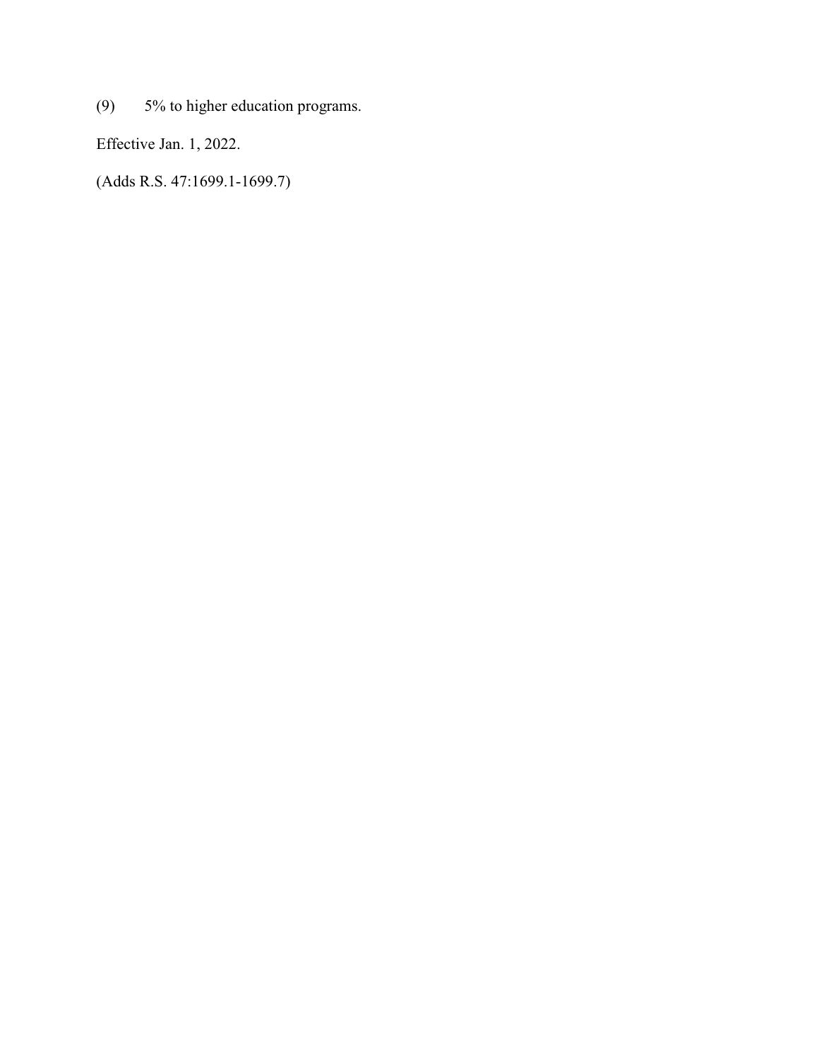(9) 5% to higher education programs.

Effective Jan. 1, 2022.

(Adds R.S. 47:1699.1-1699.7)